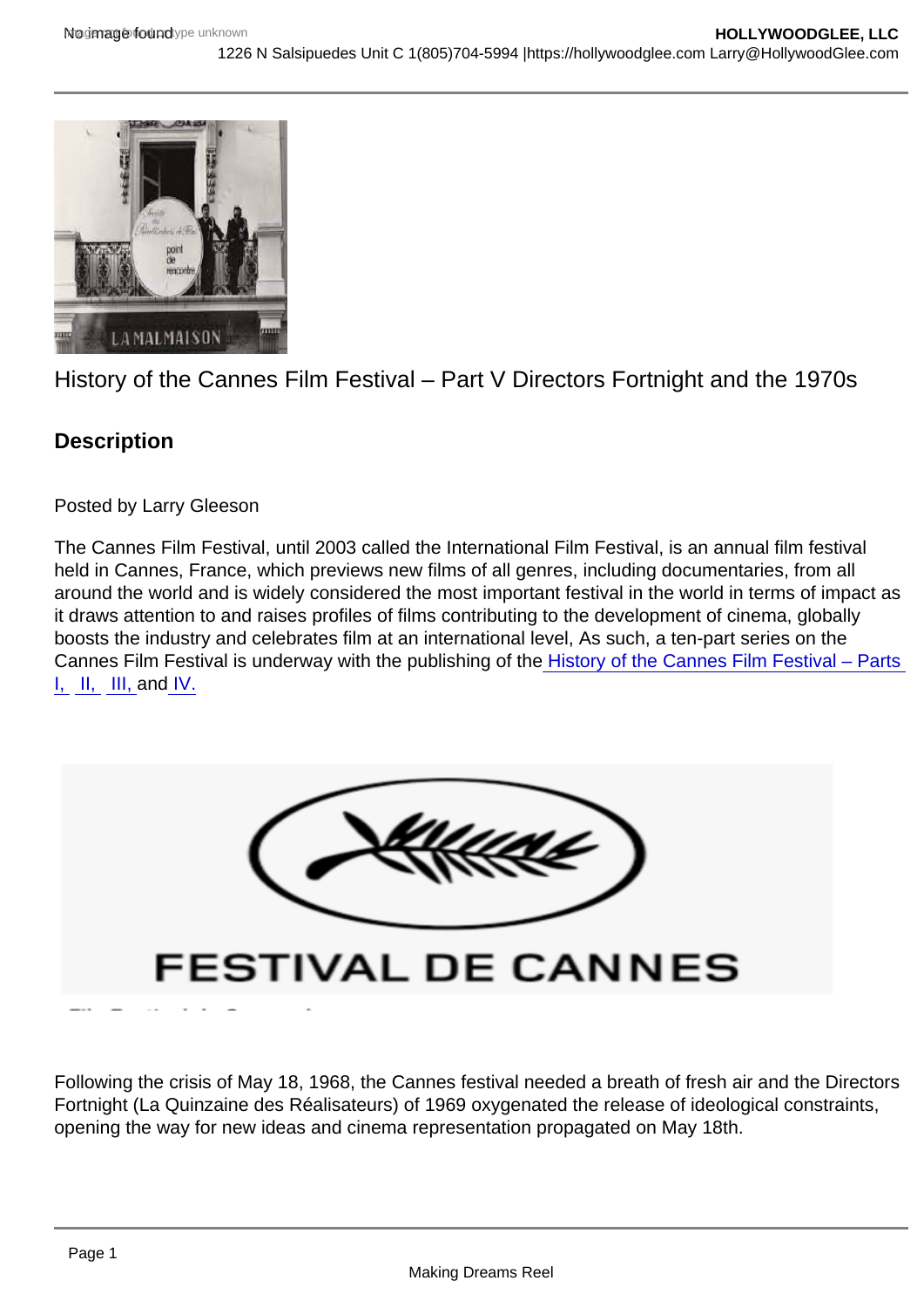# History of the Cannes Film Festival – Part V Directors Fortnight and the 1970s

## Description

Posted by Larry Gleeson

The Cannes Film Festival, until 2003 called the International Film Festival, is an annual film festival held in Cannes, France, which previews new films of all genres, including documentaries, from all around the world and is widely considered the most important festival in the world in terms of impact as it draws attention to and raises profiles of films contributing to the development of cinema, globally boosts the industry and celebrates film at an international level, As such, a ten-part series on the Cannes Film Festival is underway with the publishing of the History of the Cannes Film Festival – Parts I, II, III, and IV.

Following the crisis of May 18, 1968, the Cannes festival needed a breath of fresh air and the Directors Fortnight (La Quinzaine des Réalisateurs) of 1969 oxygenated the release of ideological constraints, opening the way for new ideas and cinema representation propagated on May 18th.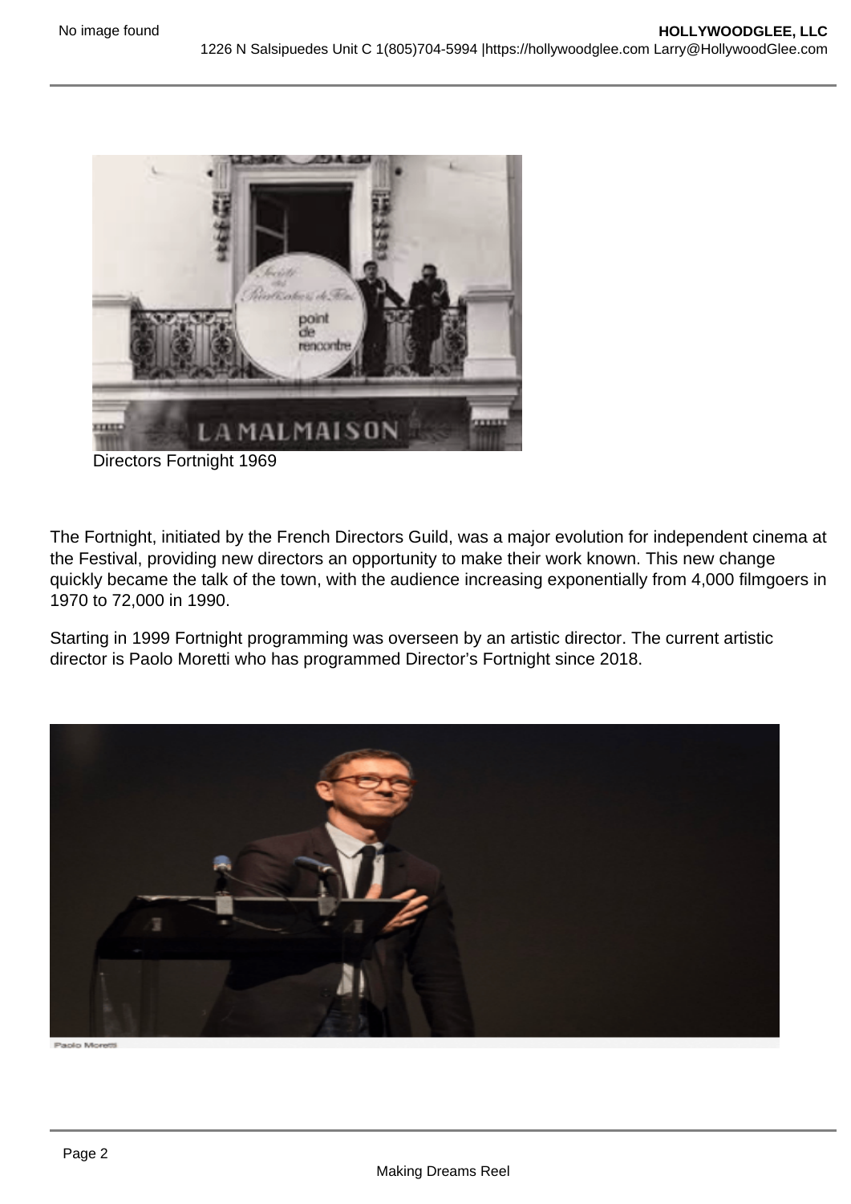Directors Fortnight 1969

The Fortnight, initiated by the French Directors Guild, was a major evolution for independent cinema at the Festival, providing new directors an opportunity to make their work known. This new change quickly became the talk of the town, with the audience increasing exponentially from 4,000 filmgoers in 1970 to 72,000 in 1990.

Starting in 1999 Fortnight programming was overseen by an artistic director. The current artistic director is Paolo Moretti who has programmed Director's Fortnight since 2018.

Paolo Moretti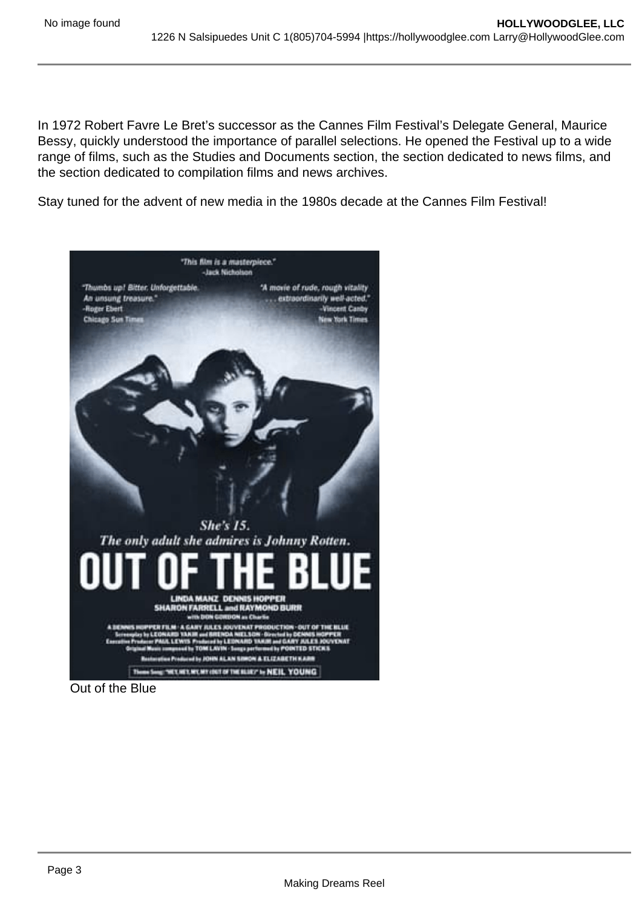In 1972 Robert Favre Le Bret's successor as the Cannes Film Festival's Delegate General, Maurice Bessy, quickly understood the importance of parallel selections. He opened the Festival up to a wide range of films, such as the Studies and Documents section, the section dedicated to news films, and the section dedicated to compilation films and news archives.

Stay tuned for the advent of new media in the 1980s decade at the Cannes Film Festival!

Out of the Blue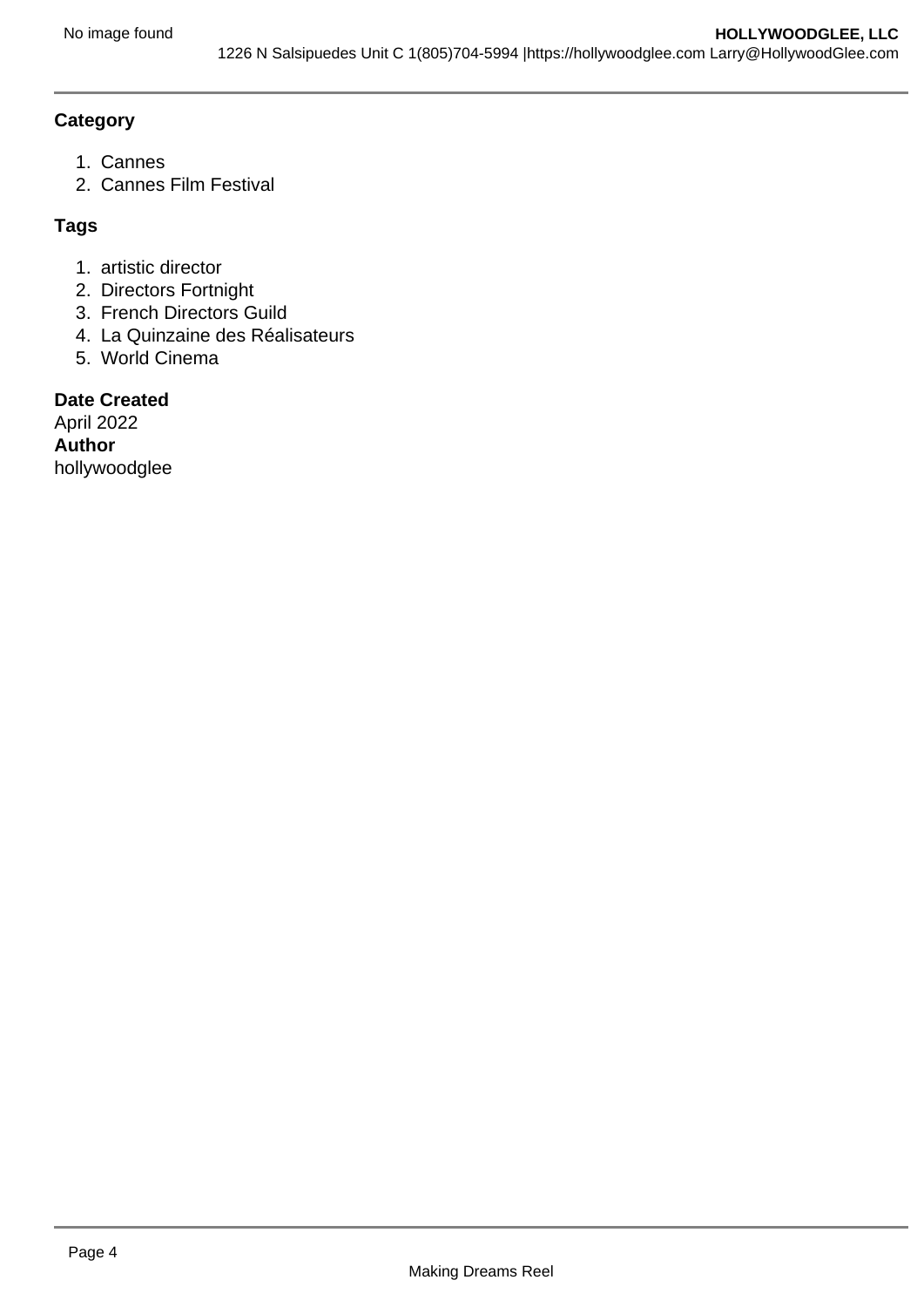**Category**

1. Cannes
2. Cannes Film Festival

**Tags**

1. artistic director
2. Directors Fortnight
3. French Directors Guild
4. La Quinzaine des Réalisateurs
5. World Cinema

**Date Created**
April 2022
**Author**
hollywoodglee